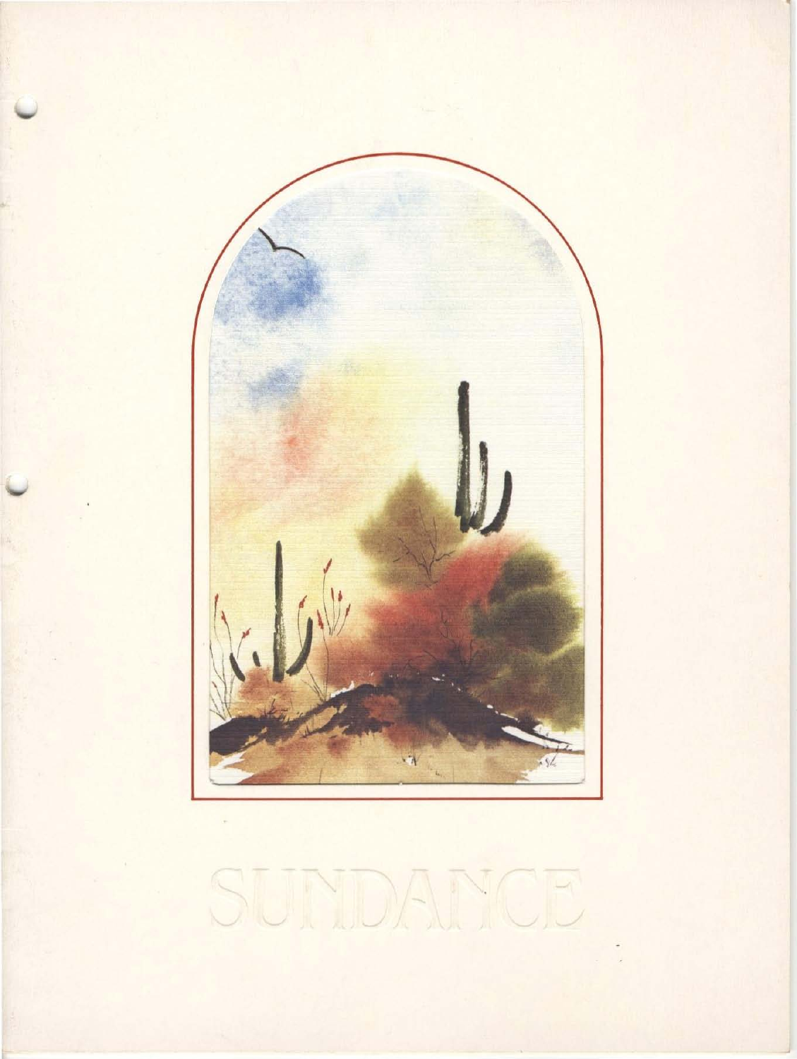# SUNDANCE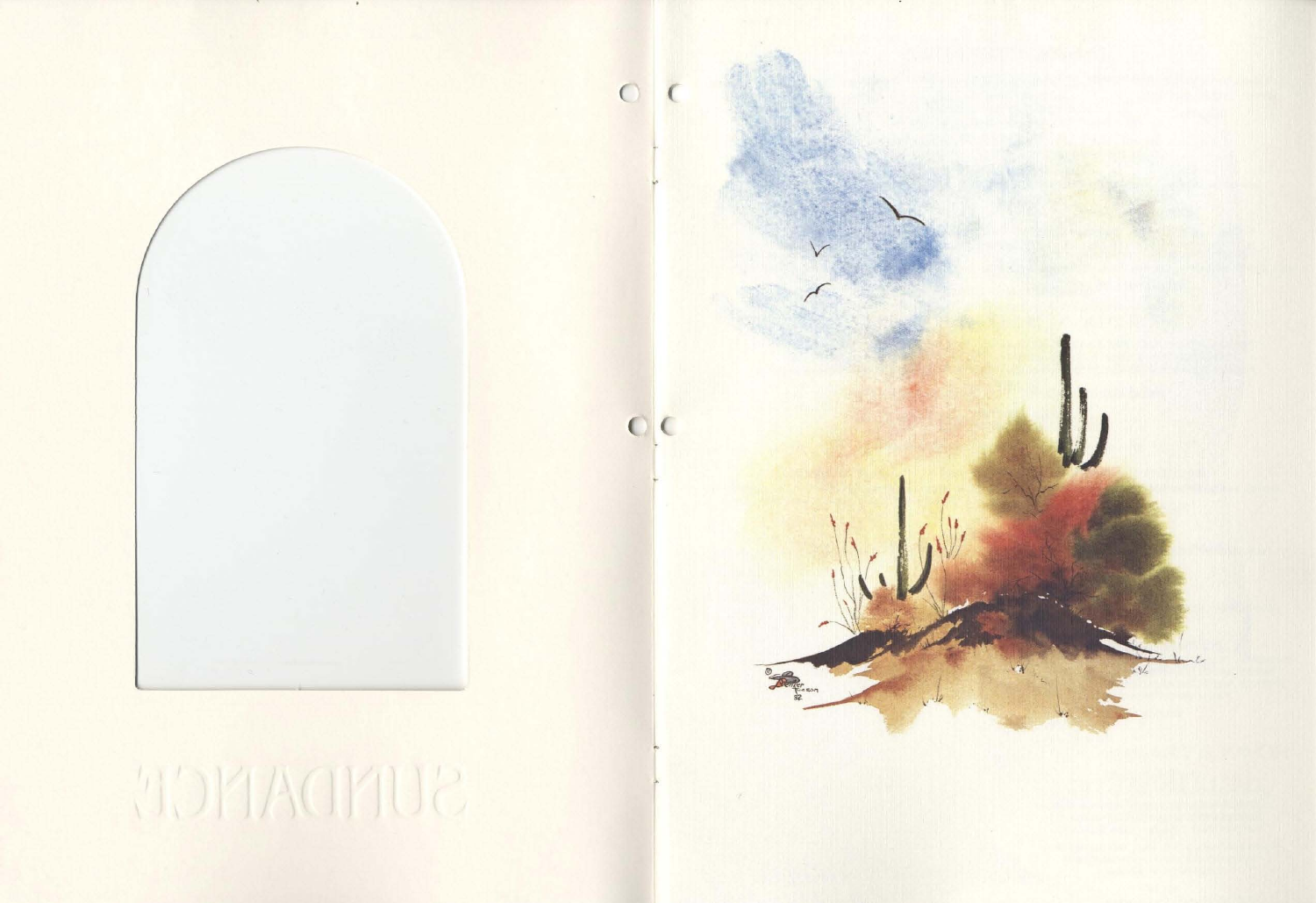SUNDANCE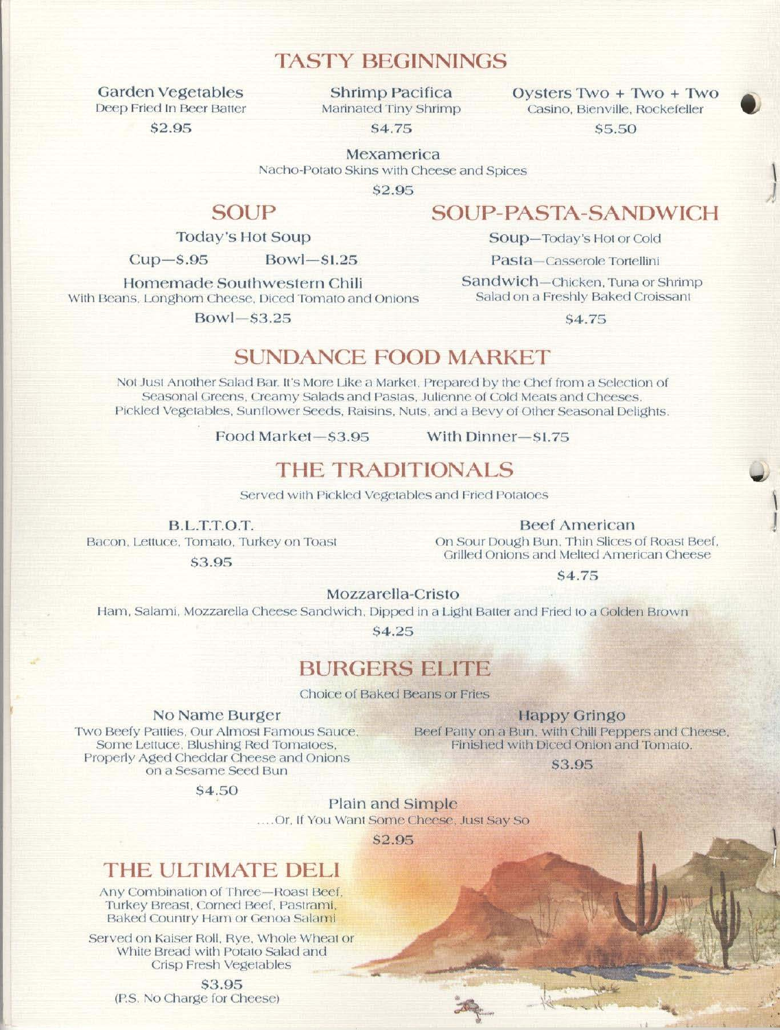## TASTY BEGINNINGS

**Garden Vegetables**
Deep Fried In Beer Batter
$2.95

**Shrimp Pacifica**
Marinated Tiny Shrimp
$4.75

**Oysters Two + Two + Two**
Casino, Bienville, Rockefeller
$5.50

**Mexamerica**
Nacho-Potato Skins with Cheese and Spices
$2.95

## SOUP

**Today's Hot Soup**
Cup—$.95 Bowl—$1.25

**Homemade Southwestern Chili**
With Beans, Longhorn Cheese, Diced Tomato and Onions
Bowl—$3.25

## SOUP-PASTA-SANDWICH

**Soup**—Today's Hot or Cold

**Pasta**—Casserole Tortellini

**Sandwich**—Chicken, Tuna or Shrimp Salad on a Freshly Baked Croissant

$4.75

## SUNDANCE FOOD MARKET

Not Just Another Salad Bar. It's More Like a Market. Prepared by the Chef from a Selection of Seasonal Greens, Creamy Salads and Pastas, Julienne of Cold Meats and Cheeses, Pickled Vegetables, Sunflower Seeds, Raisins, Nuts, and a Bevy of Other Seasonal Delights.

Food Market—$3.95 With Dinner—$1.75

## THE TRADITIONALS

Served with Pickled Vegetables and Fried Potatoes

**B.L.T.T.O.T.**
Bacon, Lettuce, Tomato, Turkey on Toast
$3.95

**Beef American**
On Sour Dough Bun, Thin Slices of Roast Beef, Grilled Onions and Melted American Cheese
$4.75

**Mozzarella-Cristo**
Ham, Salami, Mozzarella Cheese Sandwich, Dipped in a Light Batter and Fried to a Golden Brown
$4.25

## BURGERS ELITE

Choice of Baked Beans or Fries

**No Name Burger**
Two Beefy Patties, Our Almost Famous Sauce, Some Lettuce, Blushing Red Tomatoes, Properly Aged Cheddar Cheese and Onions on a Sesame Seed Bun
$4.50

**Happy Gringo**
Beef Patty on a Bun, with Chili Peppers and Cheese, Finished with Diced Onion and Tomato.
$3.95

**Plain and Simple**
....Or, If You Want Some Cheese, Just Say So
$2.95

## THE ULTIMATE DELI

Any Combination of Three—Roast Beef, Turkey Breast, Corned Beef, Pastrami, Baked Country Ham or Genoa Salami

Served on Kaiser Roll, Rye, Whole Wheat or White Bread with Potato Salad and Crisp Fresh Vegetables

$3.95
(P.S. No Charge for Cheese)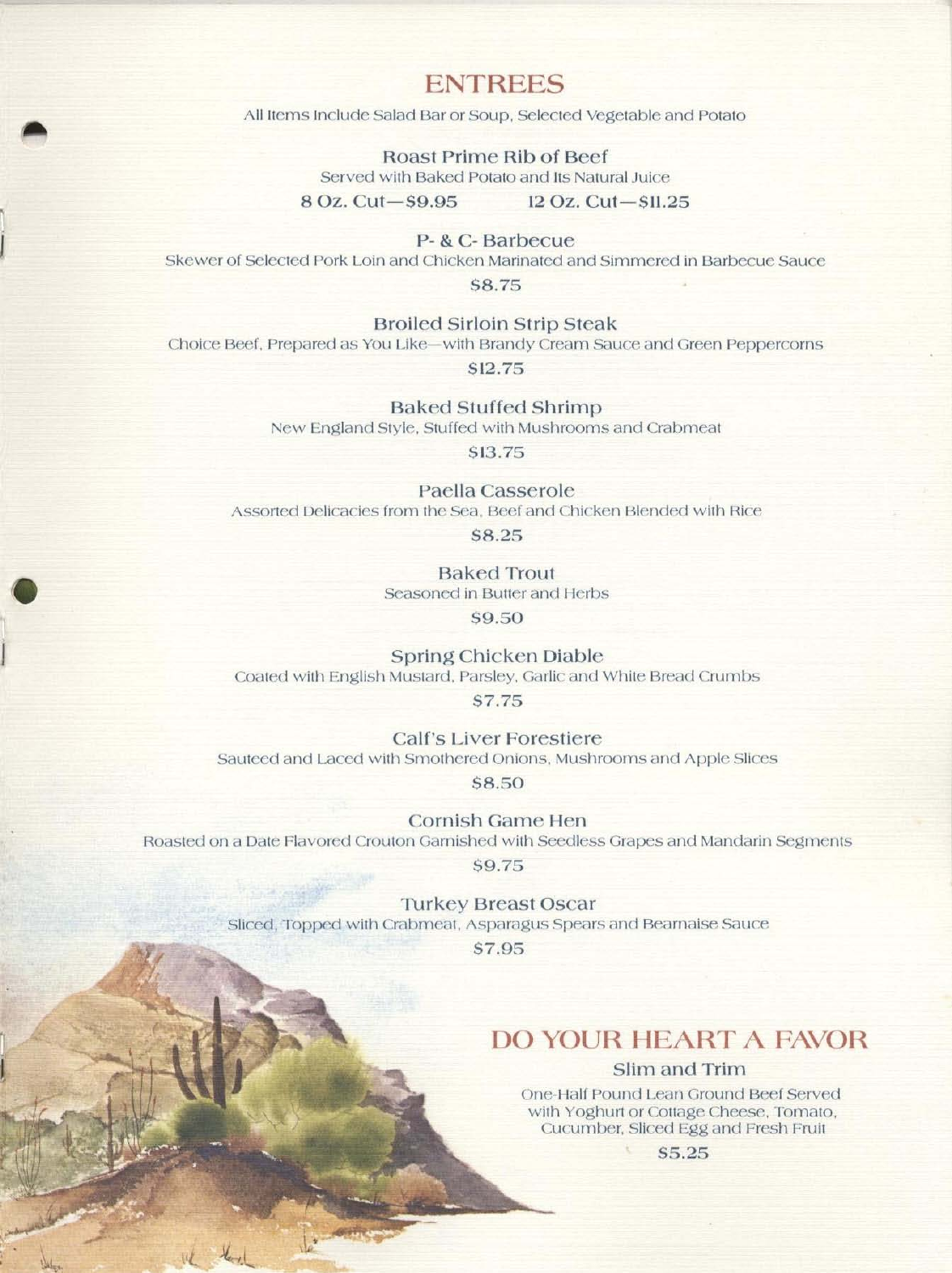# ENTREES

All Items Include Salad Bar or Soup, Selected Vegetable and Potato

### Roast Prime Rib of Beef

Served with Baked Potato and Its Natural Juice

8 Oz. Cut—$9.95     12 Oz. Cut—$11.25

### P- & C- Barbecue

Skewer of Selected Pork Loin and Chicken Marinated and Simmered in Barbecue Sauce

$8.75

### Broiled Sirloin Strip Steak

Choice Beef, Prepared as You Like—with Brandy Cream Sauce and Green Peppercorns

$12.75

### Baked Stuffed Shrimp

New England Style, Stuffed with Mushrooms and Crabmeat

$13.75

### Paella Casserole

Assorted Delicacies from the Sea, Beef and Chicken Blended with Rice

$8.25

### Baked Trout

Seasoned in Butter and Herbs

$9.50

### Spring Chicken Diable

Coated with English Mustard, Parsley, Garlic and White Bread Crumbs

$7.75

### Calf's Liver Forestiere

Sauteed and Laced with Smothered Onions, Mushrooms and Apple Slices

$8.50

### Cornish Game Hen

Roasted on a Date Flavored Crouton Garnished with Seedless Grapes and Mandarin Segments

$9.75

### Turkey Breast Oscar

Sliced, Topped with Crabmeat, Asparagus Spears and Bearnaise Sauce

$7.95

## DO YOUR HEART A FAVOR

### Slim and Trim

One-Half Pound Lean Ground Beef Served with Yoghurt or Cottage Cheese, Tomato, Cucumber, Sliced Egg and Fresh Fruit

$5.25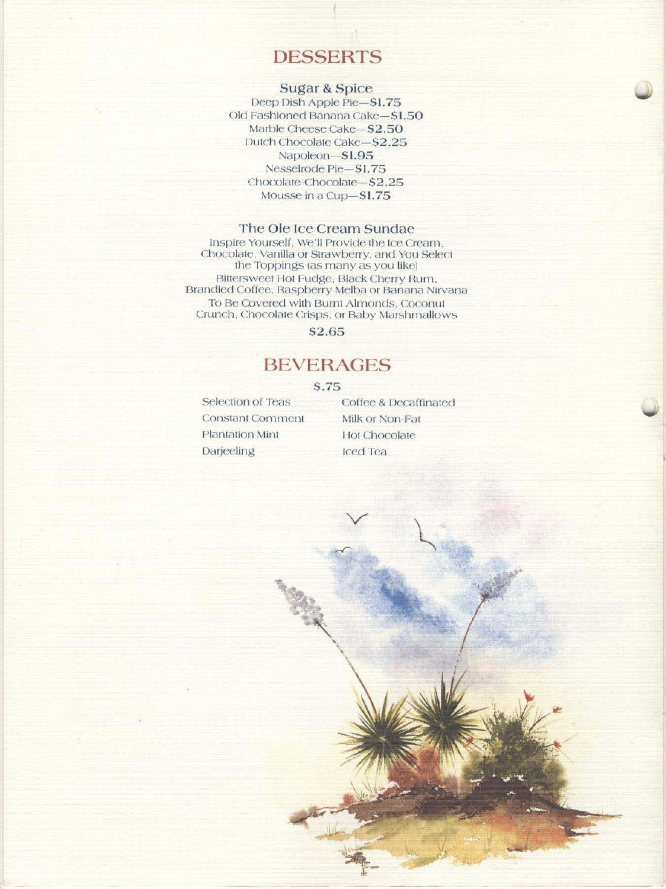# DESSERTS

## Sugar & Spice

Deep Dish Apple Pie—$1.75
Old Fashioned Banana Cake—$1.50
Marble Cheese Cake—$2.50
Dutch Chocolate Cake—$2.25
Napoleon—$1.95
Nesselrode Pie—$1.75
Chocolate-Chocolate—$2.25
Mousse in a Cup—$1.75

## The Ole Ice Cream Sundae

Inspire Yourself, We'll Provide the Ice Cream, Chocolate, Vanilla or Strawberry, and You Select the Toppings (as many as you like)
Bittersweet Hot Fudge, Black Cherry Rum, Brandied Coffee, Raspberry Melba or Banana Nirvana
To Be Covered with Burnt Almonds, Coconut Crunch, Chocolate Crisps, or Baby Marshmallows

$2.65

# BEVERAGES

$.75

Selection of Teas
Constant Comment
Plantation Mint
Darjeeling
Coffee & Decaffinated
Milk or Non-Fat
Hot Chocolate
Iced Tea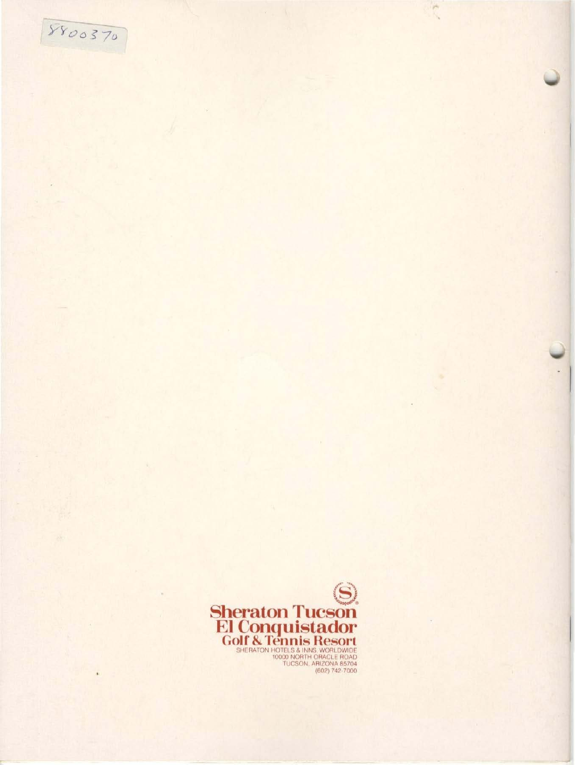8800370

**Sheraton Tucson**
**El Conquistador**
**Golf & Tennis Resort**

SHERATON HOTELS & INNS, WORLDWIDE
10000 NORTH ORACLE ROAD
TUCSON, ARIZONA 85704
(602) 742-7000